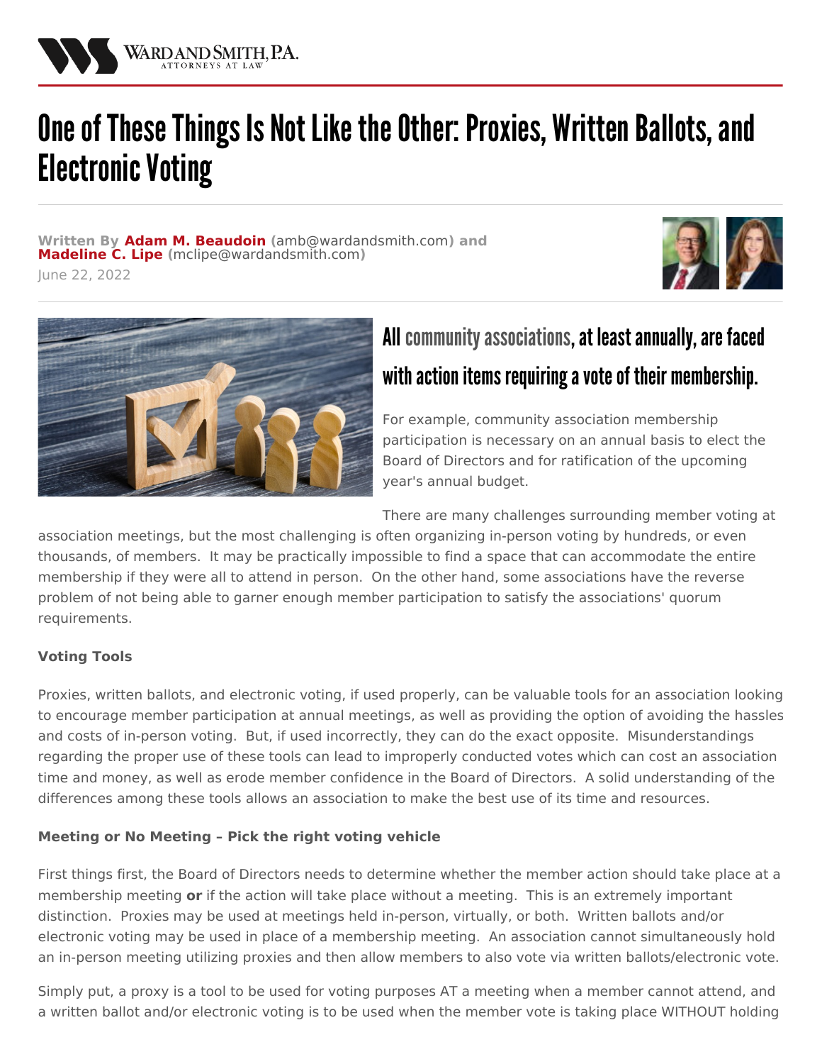# One of These Things Is Not Like the Other: Proxies, Written Ballots, and Electronic Voting

**Written By Adam M. Beaudoin** (amb@wardandsmith.com) **and Madeline C. Lipe** (mclipe@wardandsmith.com)

June 22, 2022

## All community associations, at least annually, are faced with action items requiring a vote of their membership.

For example, community association membership participation is necessary on an annual basis to elect the Board of Directors and for ratification of the upcoming year's annual budget.

There are many challenges surrounding member voting at association meetings, but the most challenging is often organizing in-person voting by hundreds, or even thousands, of members. It may be practically impossible to find a space that can accommodate the entire membership if they were all to attend in person. On the other hand, some associations have the reverse problem of not being able to garner enough member participation to satisfy the associations' quorum requirements.

**Voting Tools**

Proxies, written ballots, and electronic voting, if used properly, can be valuable tools for an association looking to encourage member participation at annual meetings, as well as providing the option of avoiding the hassles and costs of in-person voting. But, if used incorrectly, they can do the exact opposite. Misunderstandings regarding the proper use of these tools can lead to improperly conducted votes which can cost an association time and money, as well as erode member confidence in the Board of Directors. A solid understanding of the differences among these tools allows an association to make the best use of its time and resources.

**Meeting or No Meeting – Pick the right voting vehicle**

First things first, the Board of Directors needs to determine whether the member action should take place at a membership meeting **or** if the action will take place without a meeting. This is an extremely important distinction. Proxies may be used at meetings held in-person, virtually, or both. Written ballots and/or electronic voting may be used in place of a membership meeting. An association cannot simultaneously hold an in-person meeting utilizing proxies and then allow members to also vote via written ballots/electronic vote.

Simply put, a proxy is a tool to be used for voting purposes AT a meeting when a member cannot attend, and a written ballot and/or electronic voting is to be used when the member vote is taking place WITHOUT holding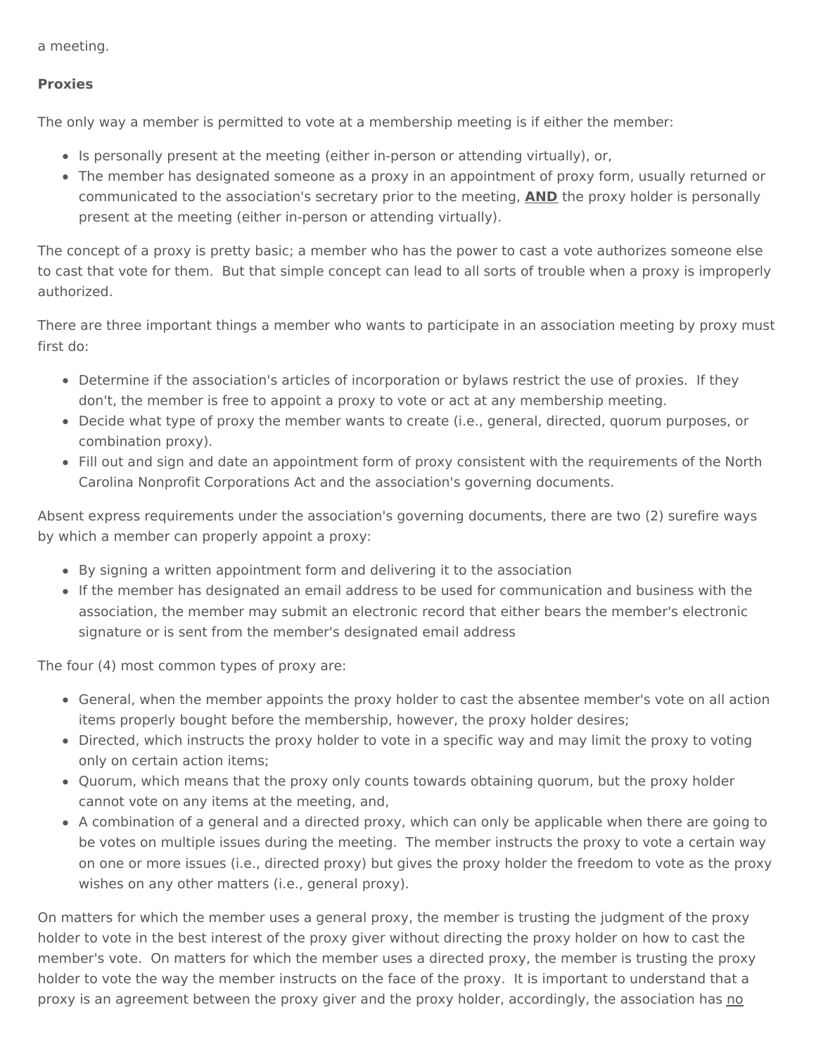a meeting.

**Proxies**

The only way a member is permitted to vote at a membership meeting is if either the member:

- Is personally present at the meeting (either in-person or attending virtually), or,
- The member has designated someone as a proxy in an appointment of proxy form, usually returned or communicated to the association's secretary prior to the meeting, **AND** the proxy holder is personally present at the meeting (either in-person or attending virtually).

The concept of a proxy is pretty basic; a member who has the power to cast a vote authorizes someone else to cast that vote for them. But that simple concept can lead to all sorts of trouble when a proxy is improperly authorized.

There are three important things a member who wants to participate in an association meeting by proxy must first do:

- Determine if the association's articles of incorporation or bylaws restrict the use of proxies. If they don't, the member is free to appoint a proxy to vote or act at any membership meeting.
- Decide what type of proxy the member wants to create (i.e., general, directed, quorum purposes, or combination proxy).
- Fill out and sign and date an appointment form of proxy consistent with the requirements of the North Carolina Nonprofit Corporations Act and the association's governing documents.

Absent express requirements under the association's governing documents, there are two (2) surefire ways by which a member can properly appoint a proxy:

- By signing a written appointment form and delivering it to the association
- If the member has designated an email address to be used for communication and business with the association, the member may submit an electronic record that either bears the member's electronic signature or is sent from the member's designated email address

The four (4) most common types of proxy are:

- General, when the member appoints the proxy holder to cast the absentee member's vote on all action items properly bought before the membership, however, the proxy holder desires;
- Directed, which instructs the proxy holder to vote in a specific way and may limit the proxy to voting only on certain action items;
- Quorum, which means that the proxy only counts towards obtaining quorum, but the proxy holder cannot vote on any items at the meeting, and,
- A combination of a general and a directed proxy, which can only be applicable when there are going to be votes on multiple issues during the meeting. The member instructs the proxy to vote a certain way on one or more issues (i.e., directed proxy) but gives the proxy holder the freedom to vote as the proxy wishes on any other matters (i.e., general proxy).

On matters for which the member uses a general proxy, the member is trusting the judgment of the proxy holder to vote in the best interest of the proxy giver without directing the proxy holder on how to cast the member's vote. On matters for which the member uses a directed proxy, the member is trusting the proxy holder to vote the way the member instructs on the face of the proxy. It is important to understand that a proxy is an agreement between the proxy giver and the proxy holder, accordingly, the association has no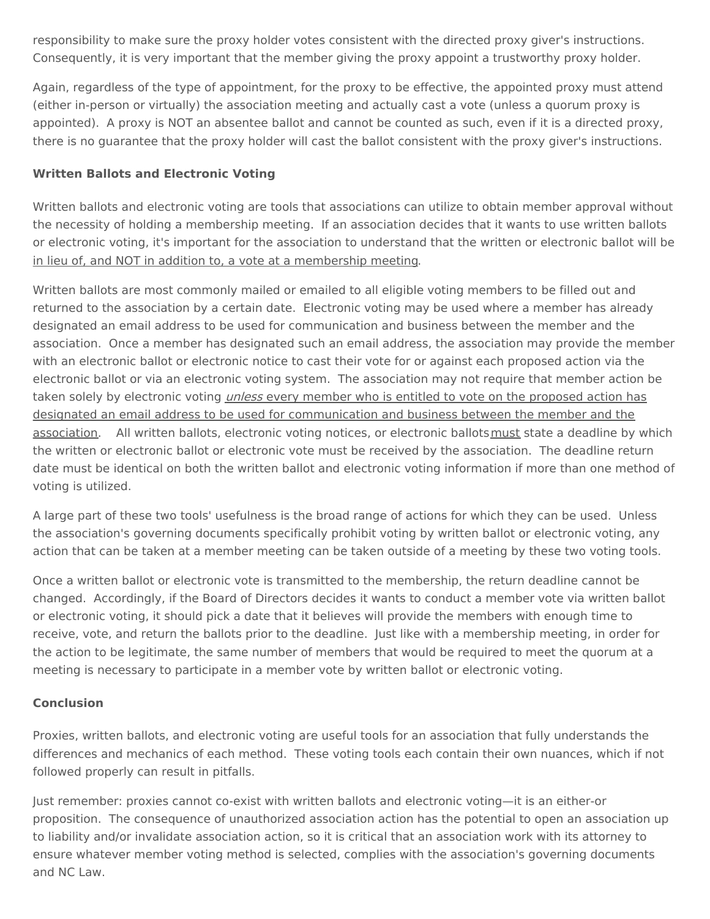responsibility to make sure the proxy holder votes consistent with the directed proxy giver's instructions. Consequently, it is very important that the member giving the proxy appoint a trustworthy proxy holder.

Again, regardless of the type of appointment, for the proxy to be effective, the appointed proxy must attend (either in-person or virtually) the association meeting and actually cast a vote (unless a quorum proxy is appointed). A proxy is NOT an absentee ballot and cannot be counted as such, even if it is a directed proxy, there is no guarantee that the proxy holder will cast the ballot consistent with the proxy giver's instructions.

**Written Ballots and Electronic Voting**

Written ballots and electronic voting are tools that associations can utilize to obtain member approval without the necessity of holding a membership meeting. If an association decides that it wants to use written ballots or electronic voting, it's important for the association to understand that the written or electronic ballot will be in lieu of, and NOT in addition to, a vote at a membership meeting.

Written ballots are most commonly mailed or emailed to all eligible voting members to be filled out and returned to the association by a certain date. Electronic voting may be used where a member has already designated an email address to be used for communication and business between the member and the association. Once a member has designated such an email address, the association may provide the member with an electronic ballot or electronic notice to cast their vote for or against each proposed action via the electronic ballot or via an electronic voting system. The association may not require that member action be taken solely by electronic voting *unless* every member who is entitled to vote on the proposed action has designated an email address to be used for communication and business between the member and the association. All written ballots, electronic voting notices, or electronic ballots must state a deadline by which the written or electronic ballot or electronic vote must be received by the association. The deadline return date must be identical on both the written ballot and electronic voting information if more than one method of voting is utilized.

A large part of these two tools' usefulness is the broad range of actions for which they can be used. Unless the association's governing documents specifically prohibit voting by written ballot or electronic voting, any action that can be taken at a member meeting can be taken outside of a meeting by these two voting tools.

Once a written ballot or electronic vote is transmitted to the membership, the return deadline cannot be changed. Accordingly, if the Board of Directors decides it wants to conduct a member vote via written ballot or electronic voting, it should pick a date that it believes will provide the members with enough time to receive, vote, and return the ballots prior to the deadline. Just like with a membership meeting, in order for the action to be legitimate, the same number of members that would be required to meet the quorum at a meeting is necessary to participate in a member vote by written ballot or electronic voting.

**Conclusion**

Proxies, written ballots, and electronic voting are useful tools for an association that fully understands the differences and mechanics of each method. These voting tools each contain their own nuances, which if not followed properly can result in pitfalls.

Just remember: proxies cannot co-exist with written ballots and electronic voting—it is an either-or proposition. The consequence of unauthorized association action has the potential to open an association up to liability and/or invalidate association action, so it is critical that an association work with its attorney to ensure whatever member voting method is selected, complies with the association's governing documents and NC Law.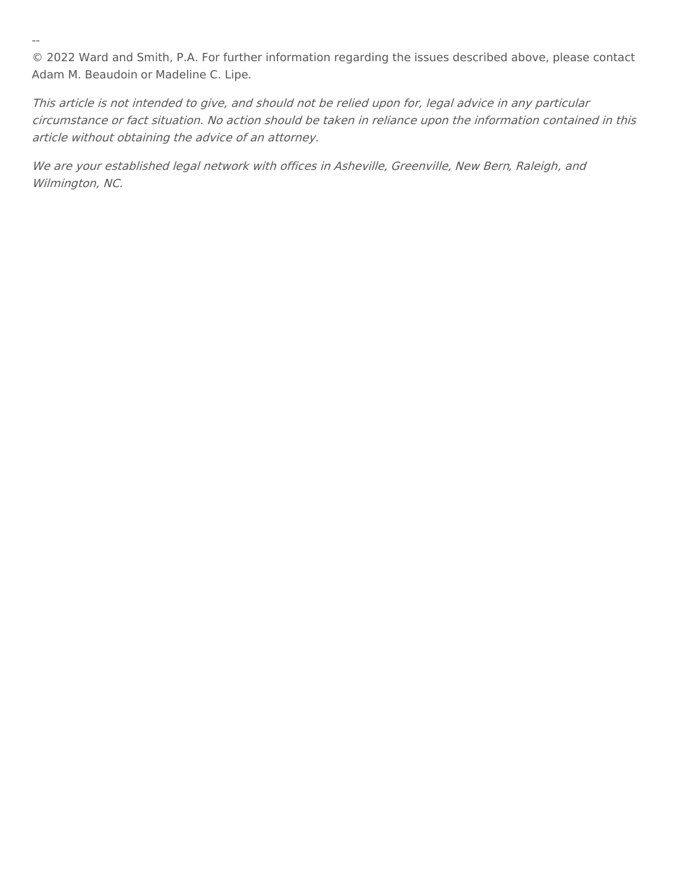--
© 2022 Ward and Smith, P.A. For further information regarding the issues described above, please contact Adam M. Beaudoin or Madeline C. Lipe.

*This article is not intended to give, and should not be relied upon for, legal advice in any particular circumstance or fact situation. No action should be taken in reliance upon the information contained in this article without obtaining the advice of an attorney.*

*We are your established legal network with offices in Asheville, Greenville, New Bern, Raleigh, and Wilmington, NC.*